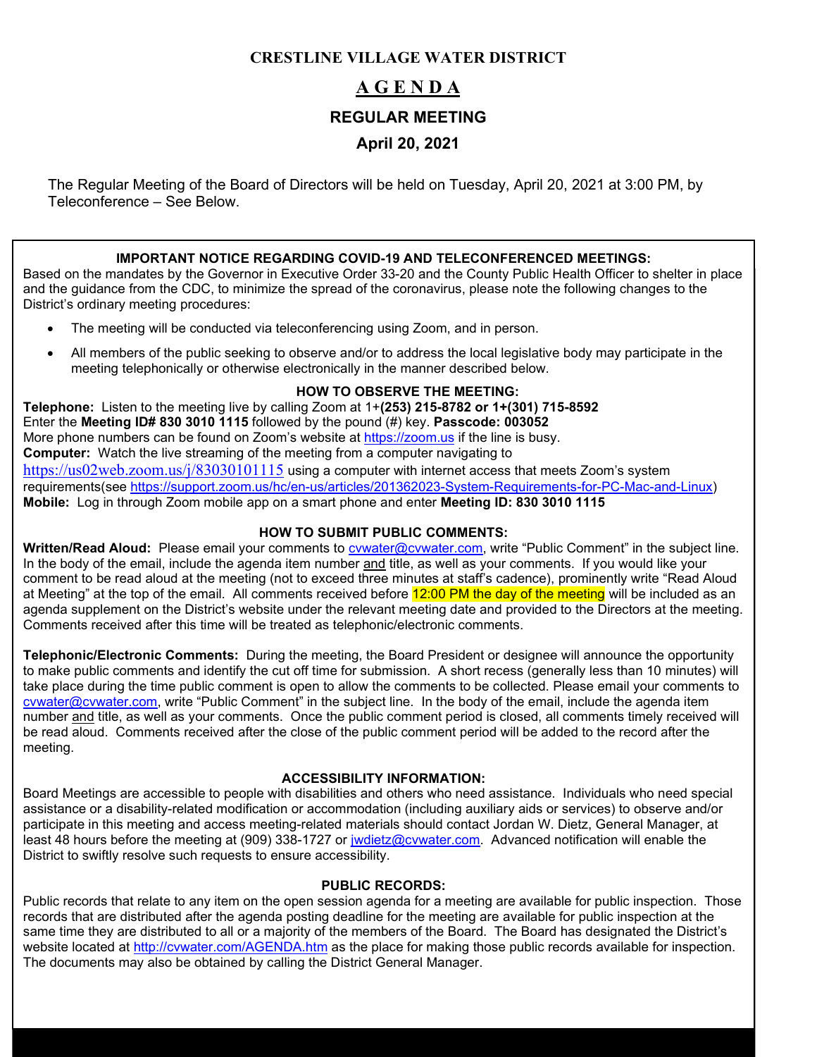# CRESTLINE VILLAGE WATER DISTRICT

## A G E N D A

## REGULAR MEETING

## April 20, 2021

The Regular Meeting of the Board of Directors will be held on Tuesday, April 20, 2021 at 3:00 PM, by Teleconference – See Below.

### IMPORTANT NOTICE REGARDING COVID-19 AND TELECONFERENCED MEETINGS:

Based on the mandates by the Governor in Executive Order 33-20 and the County Public Health Officer to shelter in place and the guidance from the CDC, to minimize the spread of the coronavirus, please note the following changes to the District's ordinary meeting procedures:

- The meeting will be conducted via teleconferencing using Zoom, and in person.
- All members of the public seeking to observe and/or to address the local legislative body may participate in the meeting telephonically or otherwise electronically in the manner described below.

### HOW TO OBSERVE THE MEETING:

**Telephone:** Listen to the meeting live by calling Zoom at 1+**(253) 215-8782 or 1+(301) 715-8592**
Enter the **Meeting ID# 830 3010 1115** followed by the pound (#) key. **Passcode: 003052**
More phone numbers can be found on Zoom's website at https://zoom.us if the line is busy.
**Computer:** Watch the live streaming of the meeting from a computer navigating to https://us02web.zoom.us/j/83030101115 using a computer with internet access that meets Zoom's system requirements(see https://support.zoom.us/hc/en-us/articles/201362023-System-Requirements-for-PC-Mac-and-Linux)
**Mobile:** Log in through Zoom mobile app on a smart phone and enter **Meeting ID: 830 3010 1115**

### HOW TO SUBMIT PUBLIC COMMENTS:

**Written/Read Aloud:** Please email your comments to cvwater@cvwater.com, write "Public Comment" in the subject line. In the body of the email, include the agenda item number and title, as well as your comments. If you would like your comment to be read aloud at the meeting (not to exceed three minutes at staff's cadence), prominently write "Read Aloud at Meeting" at the top of the email. All comments received before 12:00 PM the day of the meeting will be included as an agenda supplement on the District's website under the relevant meeting date and provided to the Directors at the meeting. Comments received after this time will be treated as telephonic/electronic comments.

**Telephonic/Electronic Comments:** During the meeting, the Board President or designee will announce the opportunity to make public comments and identify the cut off time for submission. A short recess (generally less than 10 minutes) will take place during the time public comment is open to allow the comments to be collected. Please email your comments to cvwater@cvwater.com, write "Public Comment" in the subject line. In the body of the email, include the agenda item number and title, as well as your comments. Once the public comment period is closed, all comments timely received will be read aloud. Comments received after the close of the public comment period will be added to the record after the meeting.

### ACCESSIBILITY INFORMATION:

Board Meetings are accessible to people with disabilities and others who need assistance. Individuals who need special assistance or a disability-related modification or accommodation (including auxiliary aids or services) to observe and/or participate in this meeting and access meeting-related materials should contact Jordan W. Dietz, General Manager, at least 48 hours before the meeting at (909) 338-1727 or jwdietz@cvwater.com. Advanced notification will enable the District to swiftly resolve such requests to ensure accessibility.

### PUBLIC RECORDS:

Public records that relate to any item on the open session agenda for a meeting are available for public inspection. Those records that are distributed after the agenda posting deadline for the meeting are available for public inspection at the same time they are distributed to all or a majority of the members of the Board. The Board has designated the District's website located at http://cvwater.com/AGENDA.htm as the place for making those public records available for inspection. The documents may also be obtained by calling the District General Manager.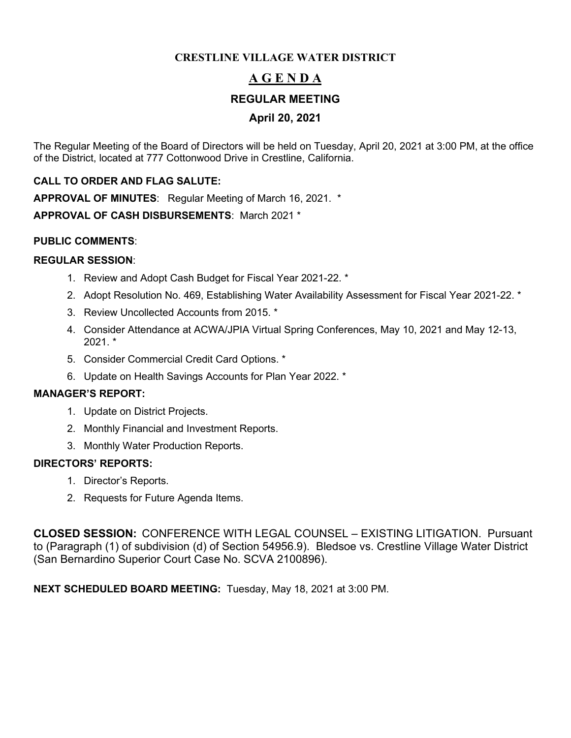# CRESTLINE VILLAGE WATER DISTRICT

## A G E N D A

## REGULAR MEETING

## April 20, 2021

The Regular Meeting of the Board of Directors will be held on Tuesday, April 20, 2021 at 3:00 PM, at the office of the District, located at 777 Cottonwood Drive in Crestline, California.

**CALL TO ORDER AND FLAG SALUTE:**

**APPROVAL OF MINUTES**: Regular Meeting of March 16, 2021. *

**APPROVAL OF CASH DISBURSEMENTS**: March 2021 *

**PUBLIC COMMENTS**:

**REGULAR SESSION**:

1. Review and Adopt Cash Budget for Fiscal Year 2021-22. *
2. Adopt Resolution No. 469, Establishing Water Availability Assessment for Fiscal Year 2021-22. *
3. Review Uncollected Accounts from 2015. *
4. Consider Attendance at ACWA/JPIA Virtual Spring Conferences, May 10, 2021 and May 12-13, 2021. *
5. Consider Commercial Credit Card Options. *
6. Update on Health Savings Accounts for Plan Year 2022. *

**MANAGER'S REPORT:**

1. Update on District Projects.
2. Monthly Financial and Investment Reports.
3. Monthly Water Production Reports.

**DIRECTORS' REPORTS:**

1. Director's Reports.
2. Requests for Future Agenda Items.

**CLOSED SESSION:** CONFERENCE WITH LEGAL COUNSEL – EXISTING LITIGATION. Pursuant to (Paragraph (1) of subdivision (d) of Section 54956.9). Bledsoe vs. Crestline Village Water District (San Bernardino Superior Court Case No. SCVA 2100896).

**NEXT SCHEDULED BOARD MEETING:** Tuesday, May 18, 2021 at 3:00 PM.